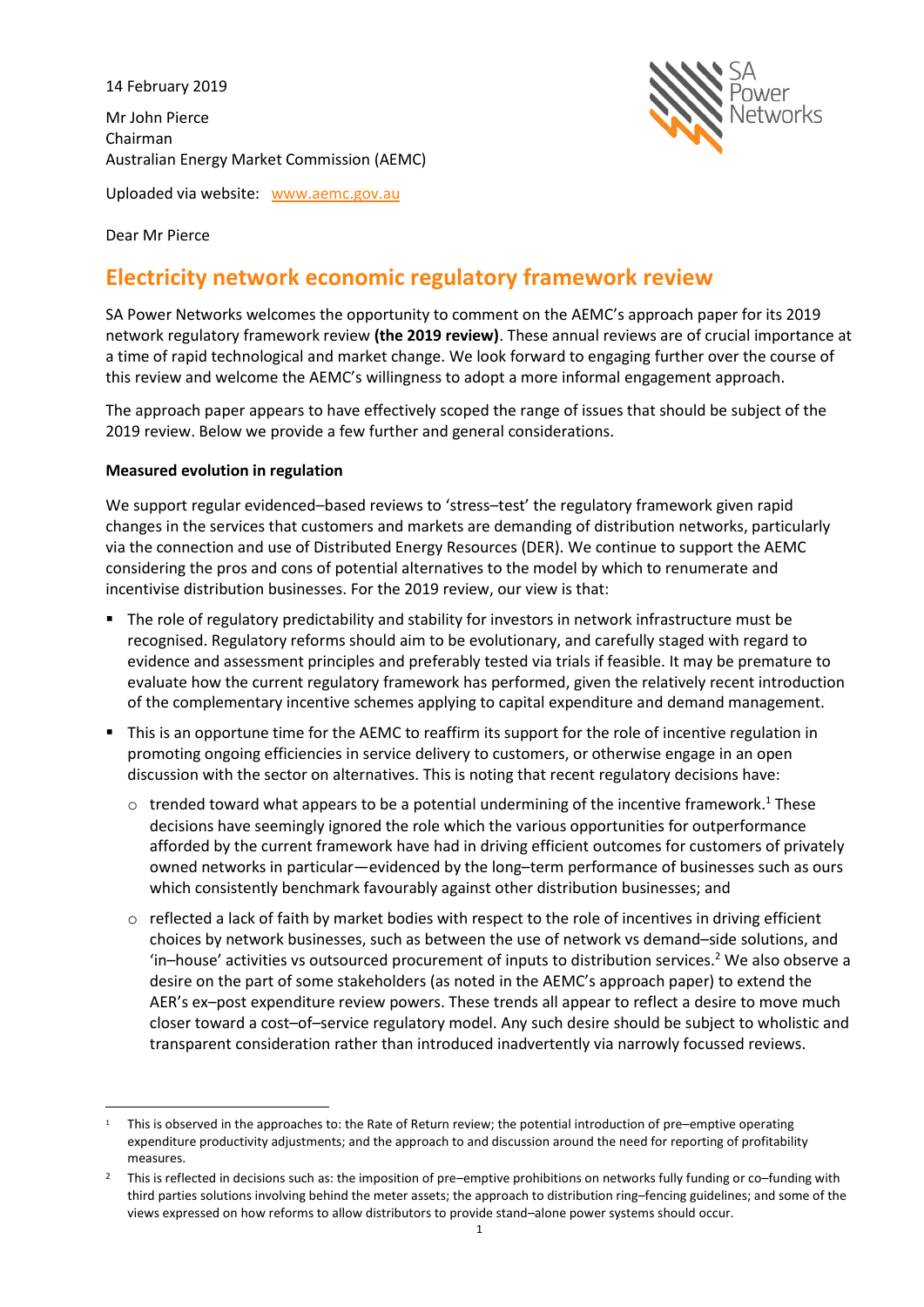14 February 2019

Mr John Pierce
Chairman
Australian Energy Market Commission (AEMC)

Uploaded via website: www.aemc.gov.au

Dear Mr Pierce

# Electricity network economic regulatory framework review

SA Power Networks welcomes the opportunity to comment on the AEMC's approach paper for its 2019 network regulatory framework review **(the 2019 review)**. These annual reviews are of crucial importance at a time of rapid technological and market change. We look forward to engaging further over the course of this review and welcome the AEMC's willingness to adopt a more informal engagement approach.

The approach paper appears to have effectively scoped the range of issues that should be subject of the 2019 review. Below we provide a few further and general considerations.

**Measured evolution in regulation**

We support regular evidenced–based reviews to 'stress–test' the regulatory framework given rapid changes in the services that customers and markets are demanding of distribution networks, particularly via the connection and use of Distributed Energy Resources (DER). We continue to support the AEMC considering the pros and cons of potential alternatives to the model by which to renumerate and incentivise distribution businesses. For the 2019 review, our view is that:

- The role of regulatory predictability and stability for investors in network infrastructure must be recognised. Regulatory reforms should aim to be evolutionary, and carefully staged with regard to evidence and assessment principles and preferably tested via trials if feasible. It may be premature to evaluate how the current regulatory framework has performed, given the relatively recent introduction of the complementary incentive schemes applying to capital expenditure and demand management.
- This is an opportune time for the AEMC to reaffirm its support for the role of incentive regulation in promoting ongoing efficiencies in service delivery to customers, or otherwise engage in an open discussion with the sector on alternatives. This is noting that recent regulatory decisions have:
  - trended toward what appears to be a potential undermining of the incentive framework.[1] These decisions have seemingly ignored the role which the various opportunities for outperformance afforded by the current framework have had in driving efficient outcomes for customers of privately owned networks in particular—evidenced by the long–term performance of businesses such as ours which consistently benchmark favourably against other distribution businesses; and
  - reflected a lack of faith by market bodies with respect to the role of incentives in driving efficient choices by network businesses, such as between the use of network vs demand–side solutions, and 'in–house' activities vs outsourced procurement of inputs to distribution services.[2] We also observe a desire on the part of some stakeholders (as noted in the AEMC's approach paper) to extend the AER's ex–post expenditure review powers. These trends all appear to reflect a desire to move much closer toward a cost–of–service regulatory model. Any such desire should be subject to wholistic and transparent consideration rather than introduced inadvertently via narrowly focussed reviews.

---

[1] This is observed in the approaches to: the Rate of Return review; the potential introduction of pre–emptive operating expenditure productivity adjustments; and the approach to and discussion around the need for reporting of profitability measures.

[2] This is reflected in decisions such as: the imposition of pre–emptive prohibitions on networks fully funding or co–funding with third parties solutions involving behind the meter assets; the approach to distribution ring–fencing guidelines; and some of the views expressed on how reforms to allow distributors to provide stand–alone power systems should occur.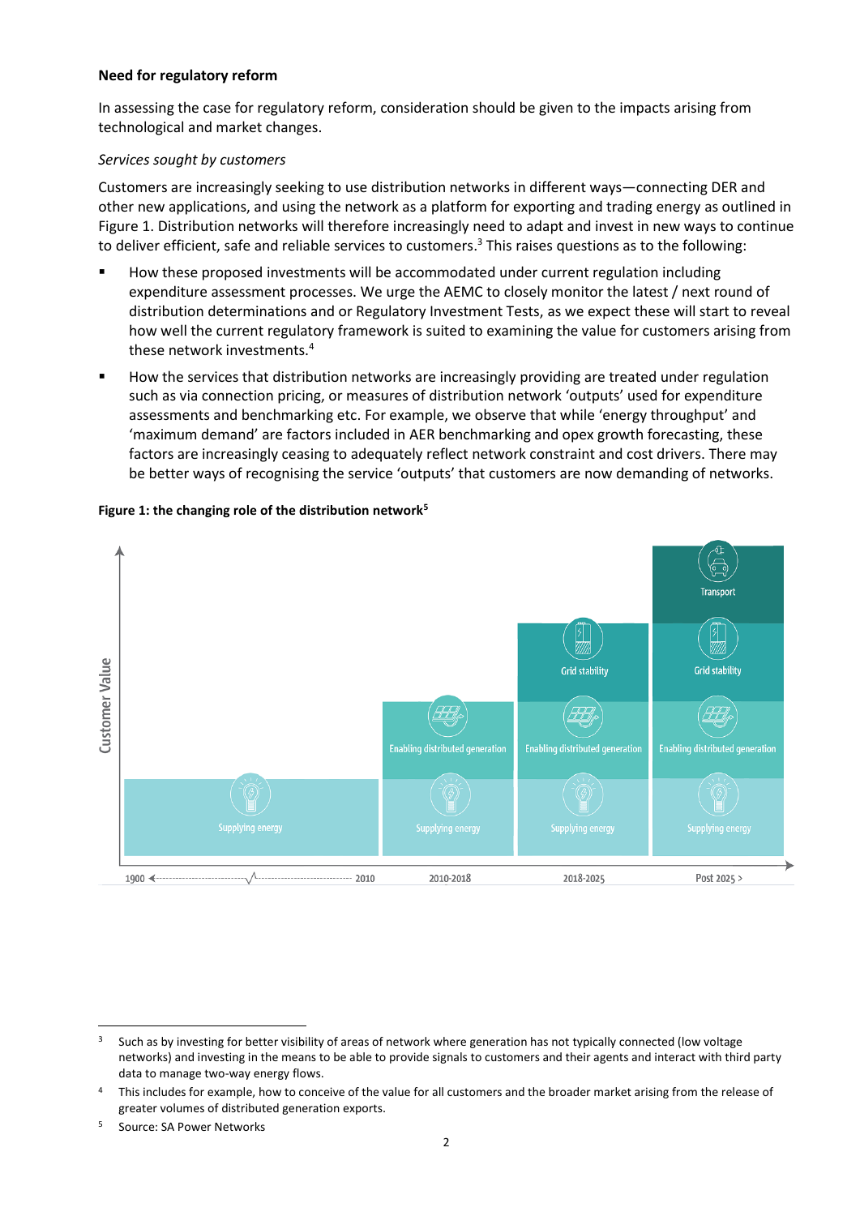**Need for regulatory reform**

In assessing the case for regulatory reform, consideration should be given to the impacts arising from technological and market changes.

*Services sought by customers*

Customers are increasingly seeking to use distribution networks in different ways—connecting DER and other new applications, and using the network as a platform for exporting and trading energy as outlined in Figure 1. Distribution networks will therefore increasingly need to adapt and invest in new ways to continue to deliver efficient, safe and reliable services to customers.[3] This raises questions as to the following:

- How these proposed investments will be accommodated under current regulation including expenditure assessment processes. We urge the AEMC to closely monitor the latest / next round of distribution determinations and or Regulatory Investment Tests, as we expect these will start to reveal how well the current regulatory framework is suited to examining the value for customers arising from these network investments.[4]
- How the services that distribution networks are increasingly providing are treated under regulation such as via connection pricing, or measures of distribution network 'outputs' used for expenditure assessments and benchmarking etc. For example, we observe that while 'energy throughput' and 'maximum demand' are factors included in AER benchmarking and opex growth forecasting, these factors are increasingly ceasing to adequately reflect network constraint and cost drivers. There may be better ways of recognising the service 'outputs' that customers are now demanding of networks.

**Figure 1: the changing role of the distribution network[5]**

| Period | Services (Customer Value) |
|---|---|
| 1900 – 2010 | Supplying energy |
| 2010-2018 | Supplying energy; Enabling distributed generation |
| 2018-2025 | Supplying energy; Enabling distributed generation; Grid stability |
| Post 2025 > | Supplying energy; Enabling distributed generation; Grid stability; Transport |

---

[3] Such as by investing for better visibility of areas of network where generation has not typically connected (low voltage networks) and investing in the means to be able to provide signals to customers and their agents and interact with third party data to manage two-way energy flows.

[4] This includes for example, how to conceive of the value for all customers and the broader market arising from the release of greater volumes of distributed generation exports.

[5] Source: SA Power Networks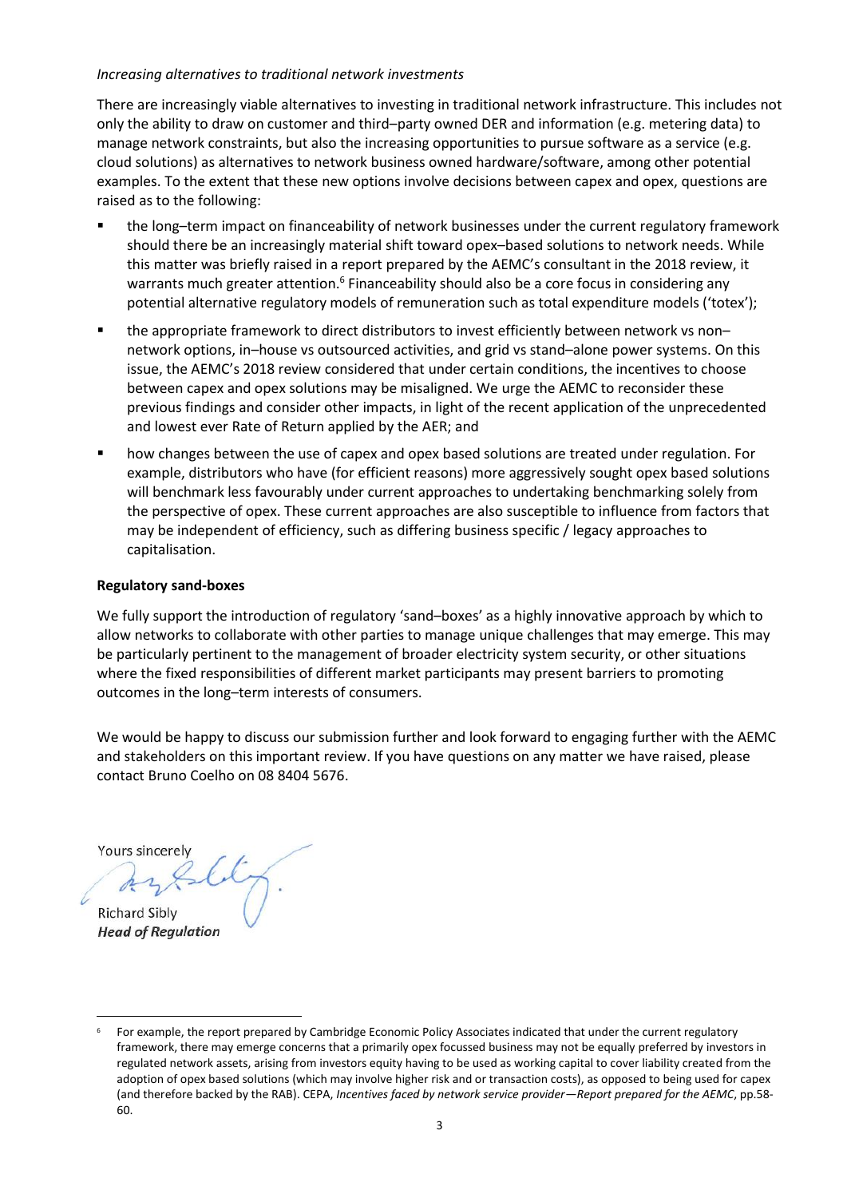*Increasing alternatives to traditional network investments*

There are increasingly viable alternatives to investing in traditional network infrastructure. This includes not only the ability to draw on customer and third–party owned DER and information (e.g. metering data) to manage network constraints, but also the increasing opportunities to pursue software as a service (e.g. cloud solutions) as alternatives to network business owned hardware/software, among other potential examples. To the extent that these new options involve decisions between capex and opex, questions are raised as to the following:

- the long–term impact on financeability of network businesses under the current regulatory framework should there be an increasingly material shift toward opex–based solutions to network needs. While this matter was briefly raised in a report prepared by the AEMC's consultant in the 2018 review, it warrants much greater attention.[6] Financeability should also be a core focus in considering any potential alternative regulatory models of remuneration such as total expenditure models ('totex');
- the appropriate framework to direct distributors to invest efficiently between network vs non–network options, in–house vs outsourced activities, and grid vs stand–alone power systems. On this issue, the AEMC's 2018 review considered that under certain conditions, the incentives to choose between capex and opex solutions may be misaligned. We urge the AEMC to reconsider these previous findings and consider other impacts, in light of the recent application of the unprecedented and lowest ever Rate of Return applied by the AER; and
- how changes between the use of capex and opex based solutions are treated under regulation. For example, distributors who have (for efficient reasons) more aggressively sought opex based solutions will benchmark less favourably under current approaches to undertaking benchmarking solely from the perspective of opex. These current approaches are also susceptible to influence from factors that may be independent of efficiency, such as differing business specific / legacy approaches to capitalisation.

**Regulatory sand-boxes**

We fully support the introduction of regulatory 'sand–boxes' as a highly innovative approach by which to allow networks to collaborate with other parties to manage unique challenges that may emerge. This may be particularly pertinent to the management of broader electricity system security, or other situations where the fixed responsibilities of different market participants may present barriers to promoting outcomes in the long–term interests of consumers.

We would be happy to discuss our submission further and look forward to engaging further with the AEMC and stakeholders on this important review. If you have questions on any matter we have raised, please contact Bruno Coelho on 08 8404 5676.

Yours sincerely

Richard Sibly
***Head of Regulation***

---

[6] For example, the report prepared by Cambridge Economic Policy Associates indicated that under the current regulatory framework, there may emerge concerns that a primarily opex focussed business may not be equally preferred by investors in regulated network assets, arising from investors equity having to be used as working capital to cover liability created from the adoption of opex based solutions (which may involve higher risk and or transaction costs), as opposed to being used for capex (and therefore backed by the RAB). CEPA, *Incentives faced by network service provider—Report prepared for the AEMC*, pp.58-60.